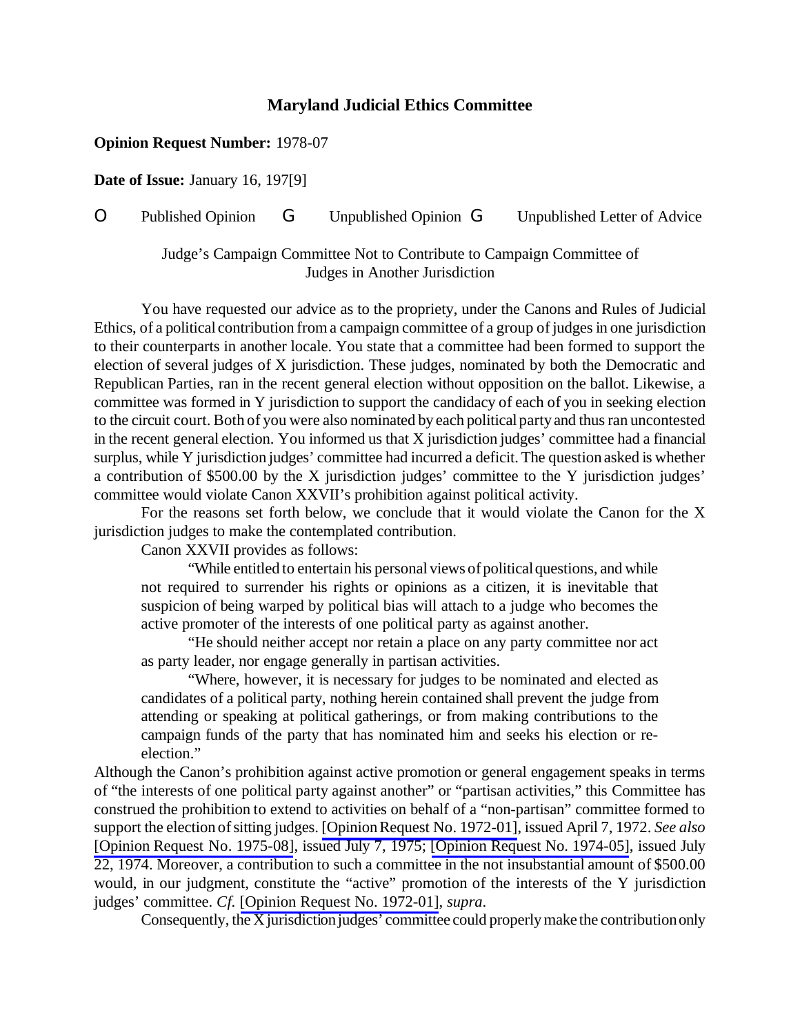**Maryland Judicial Ethics Committee**

**Opinion Request Number:** 1978-07

**Date of Issue:** January 16, 197[9]

O Published Opinion G Unpublished Opinion G Unpublished Letter of Advice

Judge's Campaign Committee Not to Contribute to Campaign Committee of Judges in Another Jurisdiction

You have requested our advice as to the propriety, under the Canons and Rules of Judicial Ethics, of a political contribution from a campaign committee of a group of judges in one jurisdiction to their counterparts in another locale. You state that a committee had been formed to support the election of several judges of X jurisdiction. These judges, nominated by both the Democratic and Republican Parties, ran in the recent general election without opposition on the ballot. Likewise, a committee was formed in Y jurisdiction to support the candidacy of each of you in seeking election to the circuit court. Both of you were also nominated by each political party and thus ran uncontested in the recent general election. You informed us that X jurisdiction judges' committee had a financial surplus, while Y jurisdiction judges' committee had incurred a deficit. The question asked is whether a contribution of $500.00 by the X jurisdiction judges' committee to the Y jurisdiction judges' committee would violate Canon XXVII's prohibition against political activity.

For the reasons set forth below, we conclude that it would violate the Canon for the X jurisdiction judges to make the contemplated contribution.

Canon XXVII provides as follows:

> "While entitled to entertain his personal views of political questions, and while not required to surrender his rights or opinions as a citizen, it is inevitable that suspicion of being warped by political bias will attach to a judge who becomes the active promoter of the interests of one political party as against another.
>
> "He should neither accept nor retain a place on any party committee nor act as party leader, nor engage generally in partisan activities.
>
> "Where, however, it is necessary for judges to be nominated and elected as candidates of a political party, nothing herein contained shall prevent the judge from attending or speaking at political gatherings, or from making contributions to the campaign funds of the party that has nominated him and seeks his election or re-election."

Although the Canon's prohibition against active promotion or general engagement speaks in terms of "the interests of one political party against another" or "partisan activities," this Committee has construed the prohibition to extend to activities on behalf of a "non-partisan" committee formed to support the election of sitting judges. [Opinion Request No. 1972-01], issued April 7, 1972. *See also* [Opinion Request No. 1975-08], issued July 7, 1975; [Opinion Request No. 1974-05], issued July 22, 1974. Moreover, a contribution to such a committee in the not insubstantial amount of $500.00 would, in our judgment, constitute the "active" promotion of the interests of the Y jurisdiction judges' committee. *Cf.* [Opinion Request No. 1972-01], *supra*.

Consequently, the X jurisdiction judges' committee could properly make the contribution only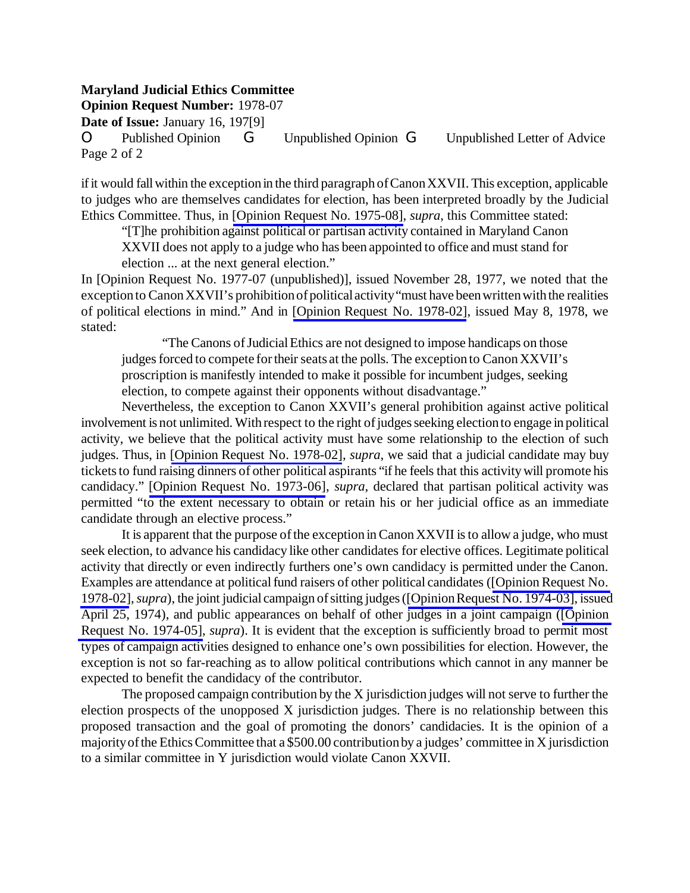if it would fall within the exception in the third paragraph of Canon XXVII. This exception, applicable to judges who are themselves candidates for election, has been interpreted broadly by the Judicial Ethics Committee. Thus, in [Opinion Request No. 1975-08], *supra*, this Committee stated:

> "[T]he prohibition against political or partisan activity contained in Maryland Canon XXVII does not apply to a judge who has been appointed to office and must stand for election ... at the next general election."

In [Opinion Request No. 1977-07 (unpublished)], issued November 28, 1977, we noted that the exception to Canon XXVII's prohibition of political activity "must have been written with the realities of political elections in mind." And in [Opinion Request No. 1978-02], issued May 8, 1978, we stated:

> "The Canons of Judicial Ethics are not designed to impose handicaps on those judges forced to compete for their seats at the polls. The exception to Canon XXVII's proscription is manifestly intended to make it possible for incumbent judges, seeking election, to compete against their opponents without disadvantage."

Nevertheless, the exception to Canon XXVII's general prohibition against active political involvement is not unlimited. With respect to the right of judges seeking election to engage in political activity, we believe that the political activity must have some relationship to the election of such judges. Thus, in [Opinion Request No. 1978-02], *supra*, we said that a judicial candidate may buy tickets to fund raising dinners of other political aspirants "if he feels that this activity will promote his candidacy." [Opinion Request No. 1973-06], *supra*, declared that partisan political activity was permitted "to the extent necessary to obtain or retain his or her judicial office as an immediate candidate through an elective process."

It is apparent that the purpose of the exception in Canon XXVII is to allow a judge, who must seek election, to advance his candidacy like other candidates for elective offices. Legitimate political activity that directly or even indirectly furthers one's own candidacy is permitted under the Canon. Examples are attendance at political fund raisers of other political candidates ([Opinion Request No. 1978-02], *supra*), the joint judicial campaign of sitting judges ([Opinion Request No. 1974-03], issued April 25, 1974), and public appearances on behalf of other judges in a joint campaign ([Opinion Request No. 1974-05], *supra*). It is evident that the exception is sufficiently broad to permit most types of campaign activities designed to enhance one's own possibilities for election. However, the exception is not so far-reaching as to allow political contributions which cannot in any manner be expected to benefit the candidacy of the contributor.

The proposed campaign contribution by the X jurisdiction judges will not serve to further the election prospects of the unopposed X jurisdiction judges. There is no relationship between this proposed transaction and the goal of promoting the donors' candidacies. It is the opinion of a majority of the Ethics Committee that a $500.00 contribution by a judges' committee in X jurisdiction to a similar committee in Y jurisdiction would violate Canon XXVII.